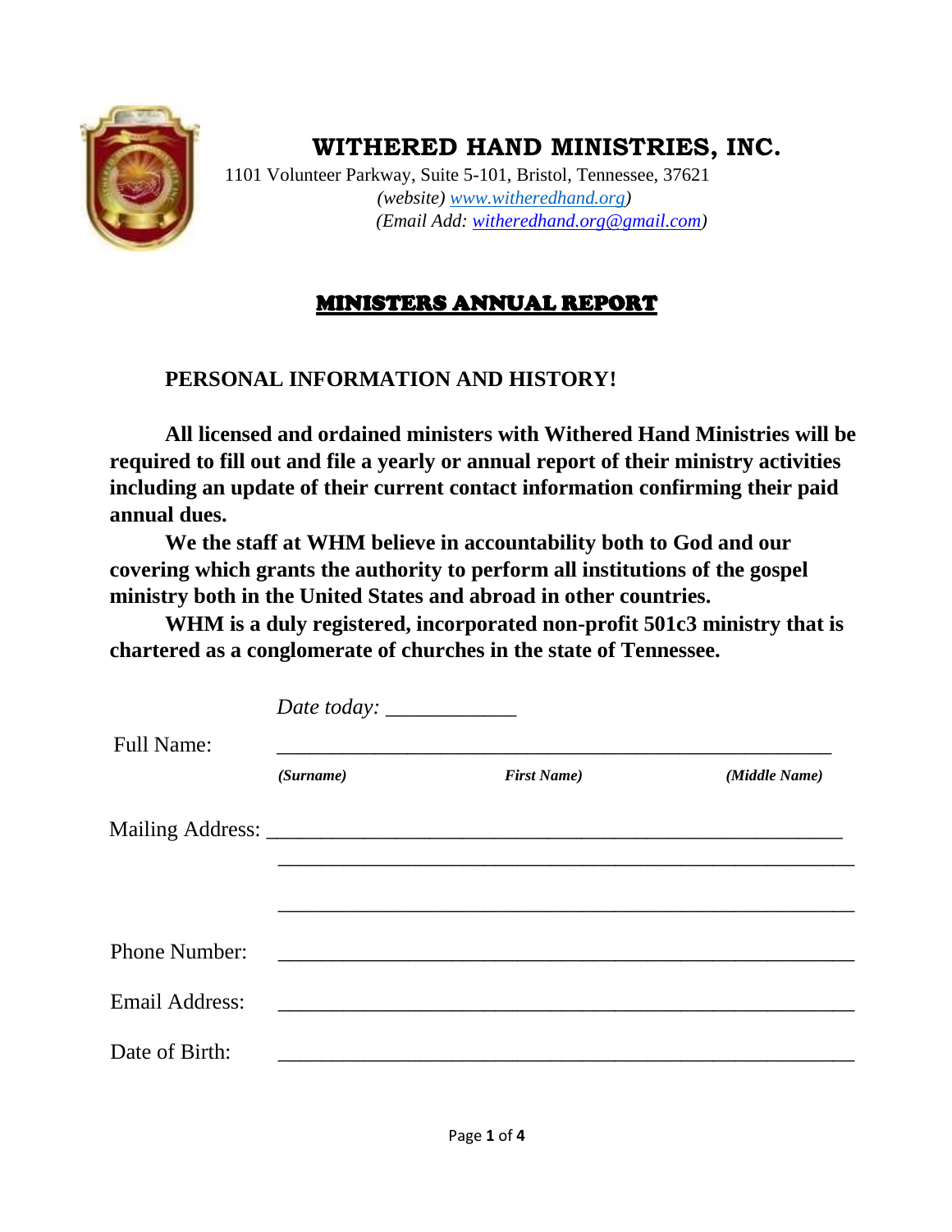# WITHERED HAND MINISTRIES, INC.

1101 Volunteer Parkway, Suite 5-101, Bristol, Tennessee, 37621
*(website) www.witheredhand.org)*
*(Email Add: witheredhand.org@gmail.com)*

## MINISTERS ANNUAL REPORT

### PERSONAL INFORMATION AND HISTORY!

**All licensed and ordained ministers with Withered Hand Ministries will be required to fill out and file a yearly or annual report of their ministry activities including an update of their current contact information confirming their paid annual dues.**

**We the staff at WHM believe in accountability both to God and our covering which grants the authority to perform all institutions of the gospel ministry both in the United States and abroad in other countries.**

**WHM is a duly registered, incorporated non-profit 501c3 ministry that is chartered as a conglomerate of churches in the state of Tennessee.**

*Date today:* ____________

Full Name: ________________________________________________________

***(Surname)*** ***First Name)*** ***(Middle Name)***

Mailing Address: ________________________________________________________

________________________________________________________

________________________________________________________

Phone Number: ________________________________________________________

Email Address: ________________________________________________________

Date of Birth: ________________________________________________________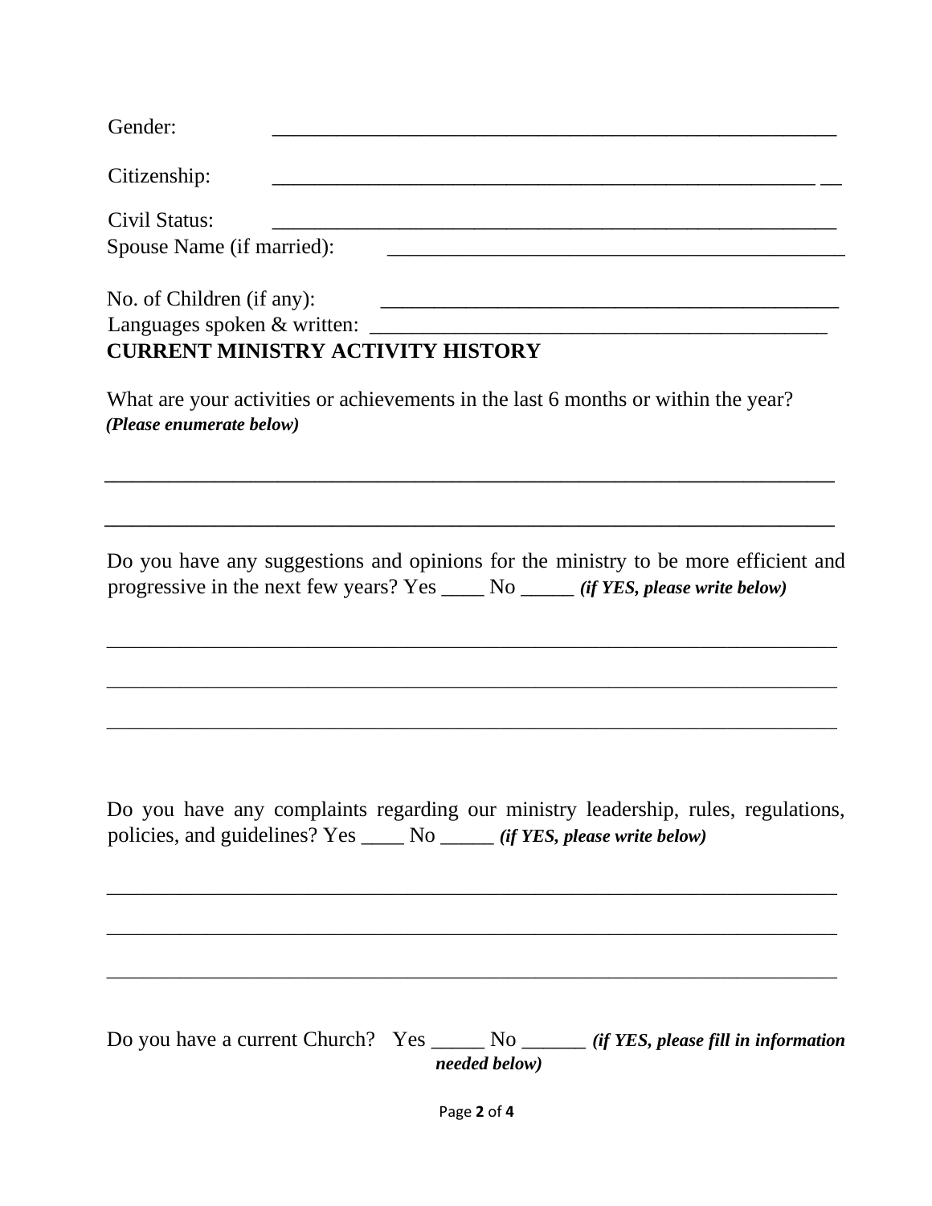Gender: ______________________________________________________

Citizenship: ____________________________________________________ __

Civil Status: ______________________________________________________

Spouse Name (if married): ____________________________________________

No. of Children (if any): ______________________________________________

Languages spoken & written: ____________________________________________

**CURRENT MINISTRY ACTIVITY HISTORY**

What are your activities or achievements in the last 6 months or within the year? ***(Please enumerate below)***

______________________________________________________________________

______________________________________________________________________

Do you have any suggestions and opinions for the ministry to be more efficient and progressive in the next few years? Yes ____ No _____ ***(if YES, please write below)***

______________________________________________________________________

______________________________________________________________________

______________________________________________________________________

Do you have any complaints regarding our ministry leadership, rules, regulations, policies, and guidelines? Yes ____ No _____ ***(if YES, please write below)***

______________________________________________________________________

______________________________________________________________________

______________________________________________________________________

Do you have a current Church? Yes _____ No ______ ***(if YES, please fill in information needed below)***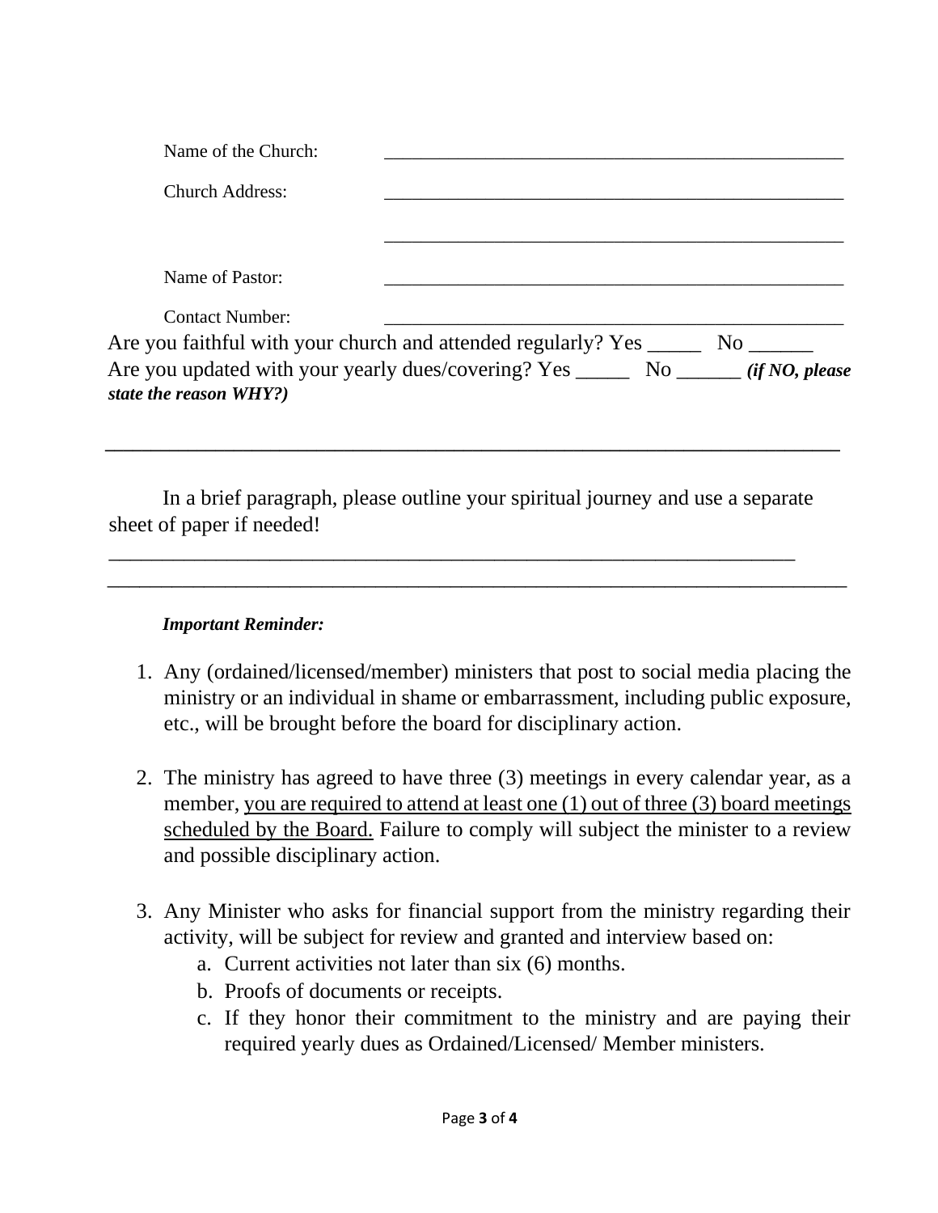Name of the Church: ______________________________________________

Church Address: ______________________________________________

______________________________________________

Name of Pastor: ______________________________________________

Contact Number: ______________________________________________

Are you faithful with your church and attended regularly? Yes _____ No ______

Are you updated with your yearly dues/covering? Yes _____ No ______ ***(if NO, please state the reason WHY?)***

______________________________________________________________________

In a brief paragraph, please outline your spiritual journey and use a separate sheet of paper if needed!

______________________________________________________________________

______________________________________________________________________

***Important Reminder:***

1. Any (ordained/licensed/member) ministers that post to social media placing the ministry or an individual in shame or embarrassment, including public exposure, etc., will be brought before the board for disciplinary action.

2. The ministry has agreed to have three (3) meetings in every calendar year, as a member, <u>you are required to attend at least one (1) out of three (3) board meetings scheduled by the Board.</u> Failure to comply will subject the minister to a review and possible disciplinary action.

3. Any Minister who asks for financial support from the ministry regarding their activity, will be subject for review and granted and interview based on:
   a. Current activities not later than six (6) months.
   b. Proofs of documents or receipts.
   c. If they honor their commitment to the ministry and are paying their required yearly dues as Ordained/Licensed/ Member ministers.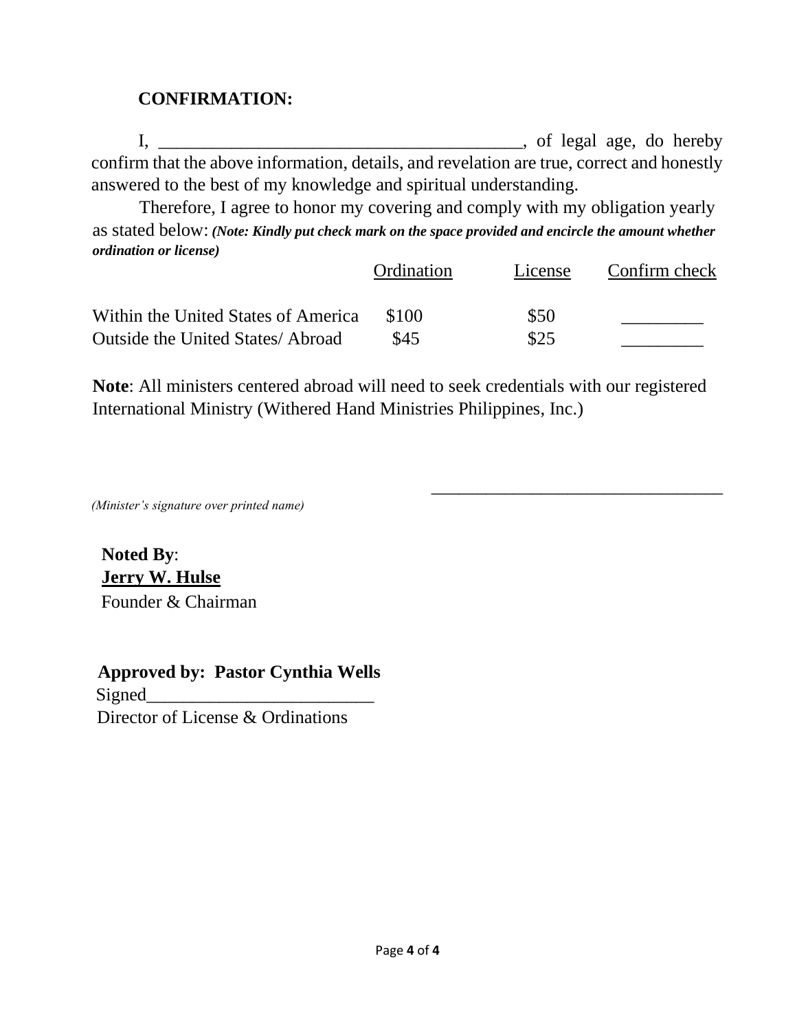**CONFIRMATION:**

I, ________________________________________, of legal age, do hereby confirm that the above information, details, and revelation are true, correct and honestly answered to the best of my knowledge and spiritual understanding.

Therefore, I agree to honor my covering and comply with my obligation yearly as stated below: ***(Note: Kindly put check mark on the space provided and encircle the amount whether ordination or license)***

| | Ordination | License | Confirm check |
|---|---|---|---|
| Within the United States of America | $100 | $50 | _________ |
| Outside the United States/ Abroad | $45 | $25 | _________ |

**Note**: All ministers centered abroad will need to seek credentials with our registered International Ministry (Withered Hand Ministries Philippines, Inc.)

_________________________________

*(Minister's signature over printed name)*

**Noted By**:
**Jerry W. Hulse**
Founder & Chairman

**Approved by: Pastor Cynthia Wells**
Signed_________________________
Director of License & Ordinations